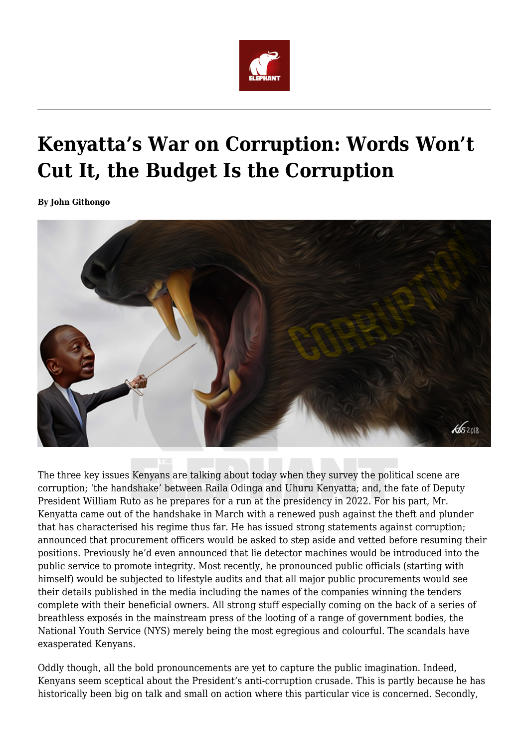# Kenyatta's War on Corruption: Words Won't Cut It, the Budget Is the Corruption

**By John Githongo**

The three key issues Kenyans are talking about today when they survey the political scene are corruption; 'the handshake' between Raila Odinga and Uhuru Kenyatta; and, the fate of Deputy President William Ruto as he prepares for a run at the presidency in 2022. For his part, Mr. Kenyatta came out of the handshake in March with a renewed push against the theft and plunder that has characterised his regime thus far. He has issued strong statements against corruption; announced that procurement officers would be asked to step aside and vetted before resuming their positions. Previously he'd even announced that lie detector machines would be introduced into the public service to promote integrity. Most recently, he pronounced public officials (starting with himself) would be subjected to lifestyle audits and that all major public procurements would see their details published in the media including the names of the companies winning the tenders complete with their beneficial owners. All strong stuff especially coming on the back of a series of breathless exposés in the mainstream press of the looting of a range of government bodies, the National Youth Service (NYS) merely being the most egregious and colourful. The scandals have exasperated Kenyans.

Oddly though, all the bold pronouncements are yet to capture the public imagination. Indeed, Kenyans seem sceptical about the President's anti-corruption crusade. This is partly because he has historically been big on talk and small on action where this particular vice is concerned. Secondly,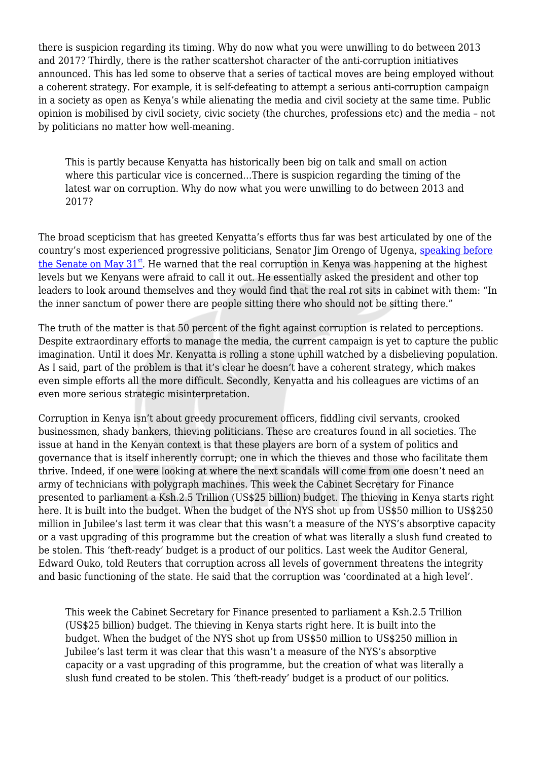there is suspicion regarding its timing. Why do now what you were unwilling to do between 2013 and 2017? Thirdly, there is the rather scattershot character of the anti-corruption initiatives announced. This has led some to observe that a series of tactical moves are being employed without a coherent strategy. For example, it is self-defeating to attempt a serious anti-corruption campaign in a society as open as Kenya's while alienating the media and civil society at the same time. Public opinion is mobilised by civil society, civic society (the churches, professions etc) and the media – not by politicians no matter how well-meaning.

> This is partly because Kenyatta has historically been big on talk and small on action where this particular vice is concerned…There is suspicion regarding the timing of the latest war on corruption. Why do now what you were unwilling to do between 2013 and 2017?

The broad scepticism that has greeted Kenyatta's efforts thus far was best articulated by one of the country's most experienced progressive politicians, Senator Jim Orengo of Ugenya, speaking before the Senate on May 31[st]. He warned that the real corruption in Kenya was happening at the highest levels but we Kenyans were afraid to call it out. He essentially asked the president and other top leaders to look around themselves and they would find that the real rot sits in cabinet with them: "In the inner sanctum of power there are people sitting there who should not be sitting there."

The truth of the matter is that 50 percent of the fight against corruption is related to perceptions. Despite extraordinary efforts to manage the media, the current campaign is yet to capture the public imagination. Until it does Mr. Kenyatta is rolling a stone uphill watched by a disbelieving population. As I said, part of the problem is that it's clear he doesn't have a coherent strategy, which makes even simple efforts all the more difficult. Secondly, Kenyatta and his colleagues are victims of an even more serious strategic misinterpretation.

Corruption in Kenya isn't about greedy procurement officers, fiddling civil servants, crooked businessmen, shady bankers, thieving politicians. These are creatures found in all societies. The issue at hand in the Kenyan context is that these players are born of a system of politics and governance that is itself inherently corrupt; one in which the thieves and those who facilitate them thrive. Indeed, if one were looking at where the next scandals will come from one doesn't need an army of technicians with polygraph machines. This week the Cabinet Secretary for Finance presented to parliament a Ksh.2.5 Trillion (US$25 billion) budget. The thieving in Kenya starts right here. It is built into the budget. When the budget of the NYS shot up from US$50 million to US$250 million in Jubilee's last term it was clear that this wasn't a measure of the NYS's absorptive capacity or a vast upgrading of this programme but the creation of what was literally a slush fund created to be stolen. This 'theft-ready' budget is a product of our politics. Last week the Auditor General, Edward Ouko, told Reuters that corruption across all levels of government threatens the integrity and basic functioning of the state. He said that the corruption was 'coordinated at a high level'.

> This week the Cabinet Secretary for Finance presented to parliament a Ksh.2.5 Trillion (US$25 billion) budget. The thieving in Kenya starts right here. It is built into the budget. When the budget of the NYS shot up from US$50 million to US$250 million in Jubilee's last term it was clear that this wasn't a measure of the NYS's absorptive capacity or a vast upgrading of this programme, but the creation of what was literally a slush fund created to be stolen. This 'theft-ready' budget is a product of our politics.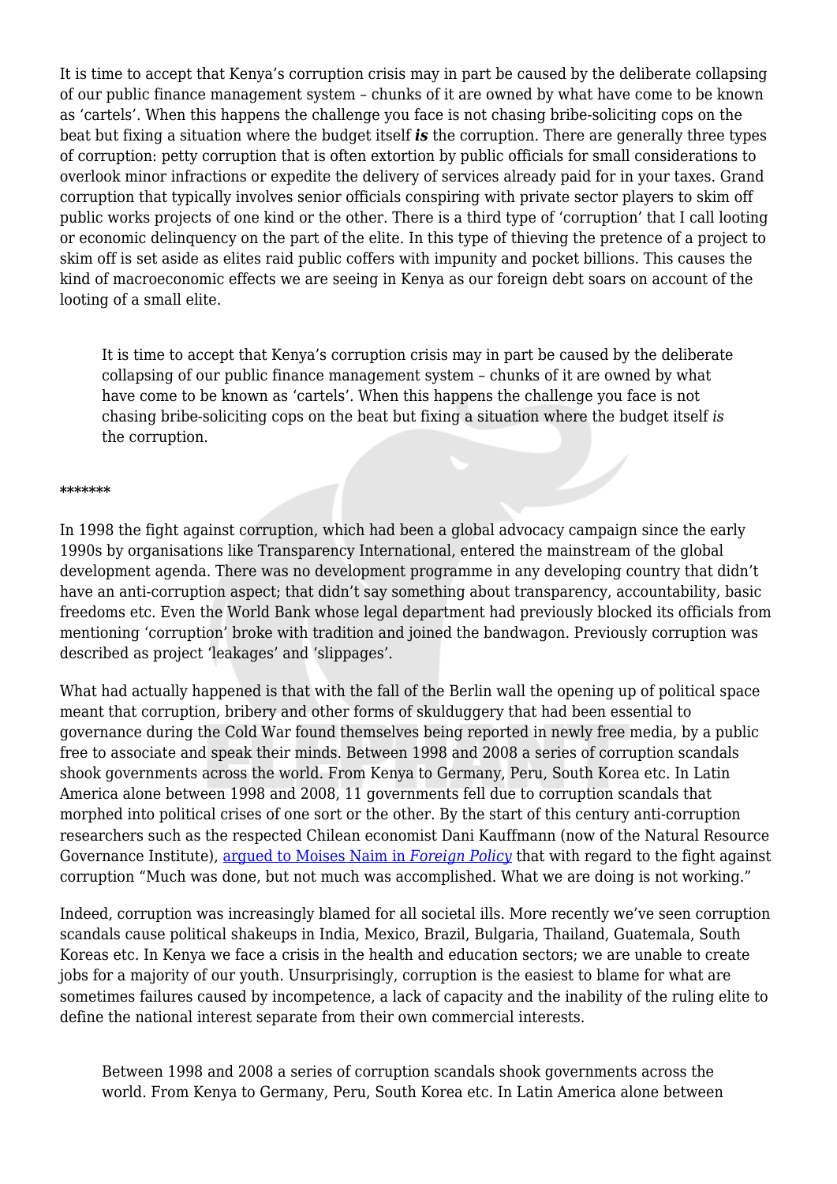It is time to accept that Kenya's corruption crisis may in part be caused by the deliberate collapsing of our public finance management system – chunks of it are owned by what have come to be known as 'cartels'. When this happens the challenge you face is not chasing bribe-soliciting cops on the beat but fixing a situation where the budget itself ***is*** the corruption. There are generally three types of corruption: petty corruption that is often extortion by public officials for small considerations to overlook minor infractions or expedite the delivery of services already paid for in your taxes. Grand corruption that typically involves senior officials conspiring with private sector players to skim off public works projects of one kind or the other. There is a third type of 'corruption' that I call looting or economic delinquency on the part of the elite. In this type of thieving the pretence of a project to skim off is set aside as elites raid public coffers with impunity and pocket billions. This causes the kind of macroeconomic effects we are seeing in Kenya as our foreign debt soars on account of the looting of a small elite.

> It is time to accept that Kenya's corruption crisis may in part be caused by the deliberate collapsing of our public finance management system – chunks of it are owned by what have come to be known as 'cartels'. When this happens the challenge you face is not chasing bribe-soliciting cops on the beat but fixing a situation where the budget itself *is* the corruption.

*******

In 1998 the fight against corruption, which had been a global advocacy campaign since the early 1990s by organisations like Transparency International, entered the mainstream of the global development agenda. There was no development programme in any developing country that didn't have an anti-corruption aspect; that didn't say something about transparency, accountability, basic freedoms etc. Even the World Bank whose legal department had previously blocked its officials from mentioning 'corruption' broke with tradition and joined the bandwagon. Previously corruption was described as project 'leakages' and 'slippages'.

What had actually happened is that with the fall of the Berlin wall the opening up of political space meant that corruption, bribery and other forms of skulduggery that had been essential to governance during the Cold War found themselves being reported in newly free media, by a public free to associate and speak their minds. Between 1998 and 2008 a series of corruption scandals shook governments across the world. From Kenya to Germany, Peru, South Korea etc. In Latin America alone between 1998 and 2008, 11 governments fell due to corruption scandals that morphed into political crises of one sort or the other. By the start of this century anti-corruption researchers such as the respected Chilean economist Dani Kauffmann (now of the Natural Resource Governance Institute), argued to Moises Naim in *Foreign Policy* that with regard to the fight against corruption "Much was done, but not much was accomplished. What we are doing is not working."

Indeed, corruption was increasingly blamed for all societal ills. More recently we've seen corruption scandals cause political shakeups in India, Mexico, Brazil, Bulgaria, Thailand, Guatemala, South Koreas etc. In Kenya we face a crisis in the health and education sectors; we are unable to create jobs for a majority of our youth. Unsurprisingly, corruption is the easiest to blame for what are sometimes failures caused by incompetence, a lack of capacity and the inability of the ruling elite to define the national interest separate from their own commercial interests.

> Between 1998 and 2008 a series of corruption scandals shook governments across the world. From Kenya to Germany, Peru, South Korea etc. In Latin America alone between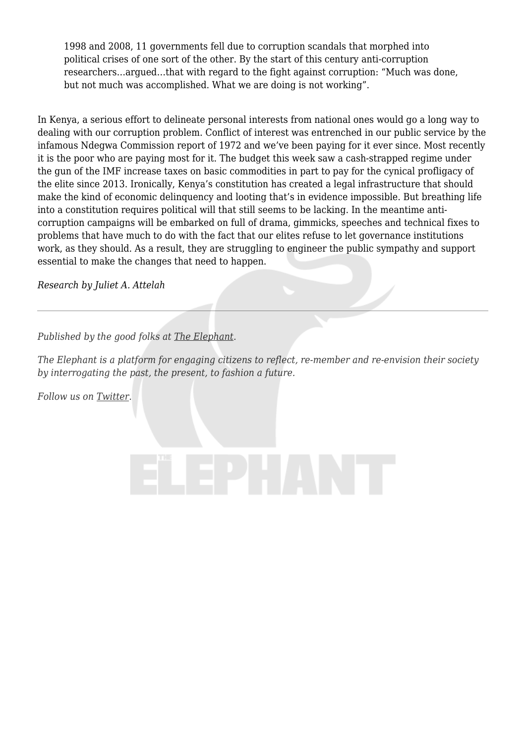> 1998 and 2008, 11 governments fell due to corruption scandals that morphed into political crises of one sort of the other. By the start of this century anti-corruption researchers…argued…that with regard to the fight against corruption: "Much was done, but not much was accomplished. What we are doing is not working".

In Kenya, a serious effort to delineate personal interests from national ones would go a long way to dealing with our corruption problem. Conflict of interest was entrenched in our public service by the infamous Ndegwa Commission report of 1972 and we've been paying for it ever since. Most recently it is the poor who are paying most for it. The budget this week saw a cash-strapped regime under the gun of the IMF increase taxes on basic commodities in part to pay for the cynical profligacy of the elite since 2013. Ironically, Kenya's constitution has created a legal infrastructure that should make the kind of economic delinquency and looting that's in evidence impossible. But breathing life into a constitution requires political will that still seems to be lacking. In the meantime anti-corruption campaigns will be embarked on full of drama, gimmicks, speeches and technical fixes to problems that have much to do with the fact that our elites refuse to let governance institutions work, as they should. As a result, they are struggling to engineer the public sympathy and support essential to make the changes that need to happen.

*Research by Juliet A. Attelah*

---

*Published by the good folks at The Elephant.*

*The Elephant is a platform for engaging citizens to reflect, re-member and re-envision their society by interrogating the past, the present, to fashion a future.*

*Follow us on Twitter.*